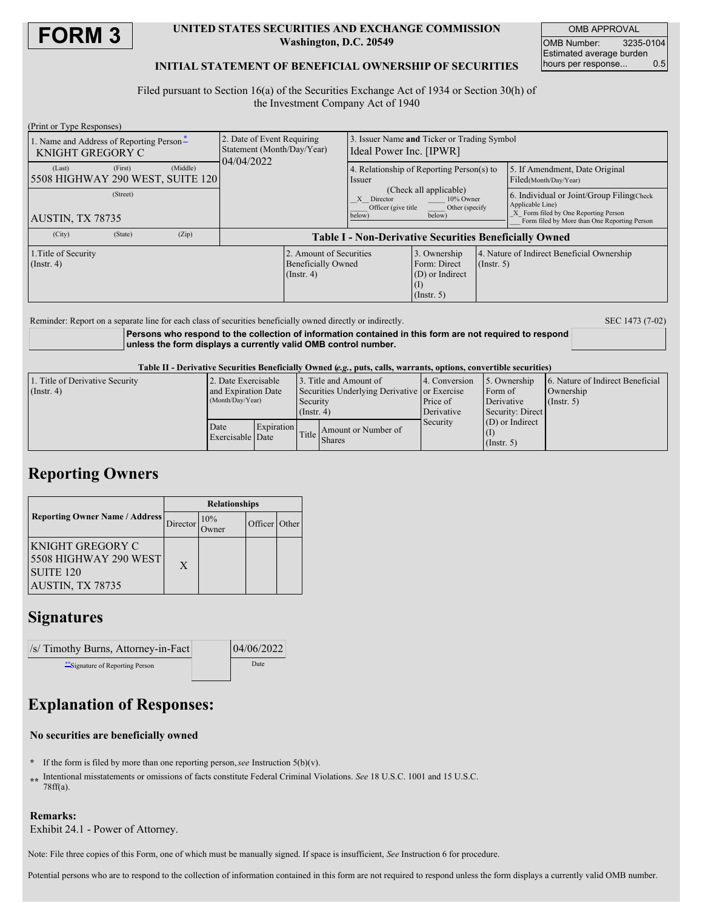# FORM 3

**UNITED STATES SECURITIES AND EXCHANGE COMMISSION**
**Washington, D.C. 20549**

**INITIAL STATEMENT OF BENEFICIAL OWNERSHIP OF SECURITIES**

| OMB APPROVAL | |
|---|---|
| OMB Number: | 3235-0104 |
| Estimated average burden hours per response... | 0.5 |

Filed pursuant to Section 16(a) of the Securities Exchange Act of 1934 or Section 30(h) of the Investment Company Act of 1940

(Print or Type Responses)

| 1. Name and Address of Reporting Person* | 2. Date of Event Requiring Statement (Month/Day/Year) | 3. Issuer Name **and** Ticker or Trading Symbol |
|---|---|---|
| KNIGHT GREGORY C | 04/04/2022 | Ideal Power Inc. [IPWR] |
| (Last) (First) (Middle) 5508 HIGHWAY 290 WEST, SUITE 120 | | 4. Relationship of Reporting Person(s) to Issuer (Check all applicable) _X_ Director ___ 10% Owner ___ Officer (give title below) ___ Other (specify below) |
| (Street) AUSTIN, TX 78735 | | 5. If Amendment, Date Original Filed(Month/Day/Year) |
| (City) (State) (Zip) | | 6. Individual or Joint/Group Filing(Check Applicable Line) _X_ Form filed by One Reporting Person ___ Form filed by More than One Reporting Person |

**Table I - Non-Derivative Securities Beneficially Owned**

| 1.Title of Security (Instr. 4) | 2. Amount of Securities Beneficially Owned (Instr. 4) | 3. Ownership Form: Direct (D) or Indirect (I) (Instr. 5) | 4. Nature of Indirect Beneficial Ownership (Instr. 5) |
|---|---|---|---|

Reminder: Report on a separate line for each class of securities beneficially owned directly or indirectly. SEC 1473 (7-02)

**Persons who respond to the collection of information contained in this form are not required to respond unless the form displays a currently valid OMB control number.**

**Table II - Derivative Securities Beneficially Owned (*e.g.*, puts, calls, warrants, options, convertible securities)**

| 1. Title of Derivative Security (Instr. 4) | 2. Date Exercisable and Expiration Date (Month/Day/Year) | | 3. Title and Amount of Securities Underlying Derivative Security (Instr. 4) | | 4. Conversion or Exercise Price of Derivative Security | 5. Ownership Form of Derivative Security: Direct (D) or Indirect (I) (Instr. 5) | 6. Nature of Indirect Beneficial Ownership (Instr. 5) |
|---|---|---|---|---|---|---|---|
| | Date Exercisable | Expiration Date | Title | Amount or Number of Shares | | | |

## Reporting Owners

| Reporting Owner Name / Address | Relationships | | | |
|---|---|---|---|---|
| | Director | 10% Owner | Officer | Other |
| KNIGHT GREGORY C 5508 HIGHWAY 290 WEST SUITE 120 AUSTIN, TX 78735 | X | | | |

## Signatures

| /s/ Timothy Burns, Attorney-in-Fact | 04/06/2022 |
|---|---|
| **Signature of Reporting Person | Date |

## Explanation of Responses:

**No securities are beneficially owned**

\* If the form is filed by more than one reporting person, *see* Instruction 5(b)(v).

\*\* Intentional misstatements or omissions of facts constitute Federal Criminal Violations. *See* 18 U.S.C. 1001 and 15 U.S.C. 78ff(a).

**Remarks:**
Exhibit 24.1 - Power of Attorney.

Note: File three copies of this Form, one of which must be manually signed. If space is insufficient, *See* Instruction 6 for procedure.

Potential persons who are to respond to the collection of information contained in this form are not required to respond unless the form displays a currently valid OMB number.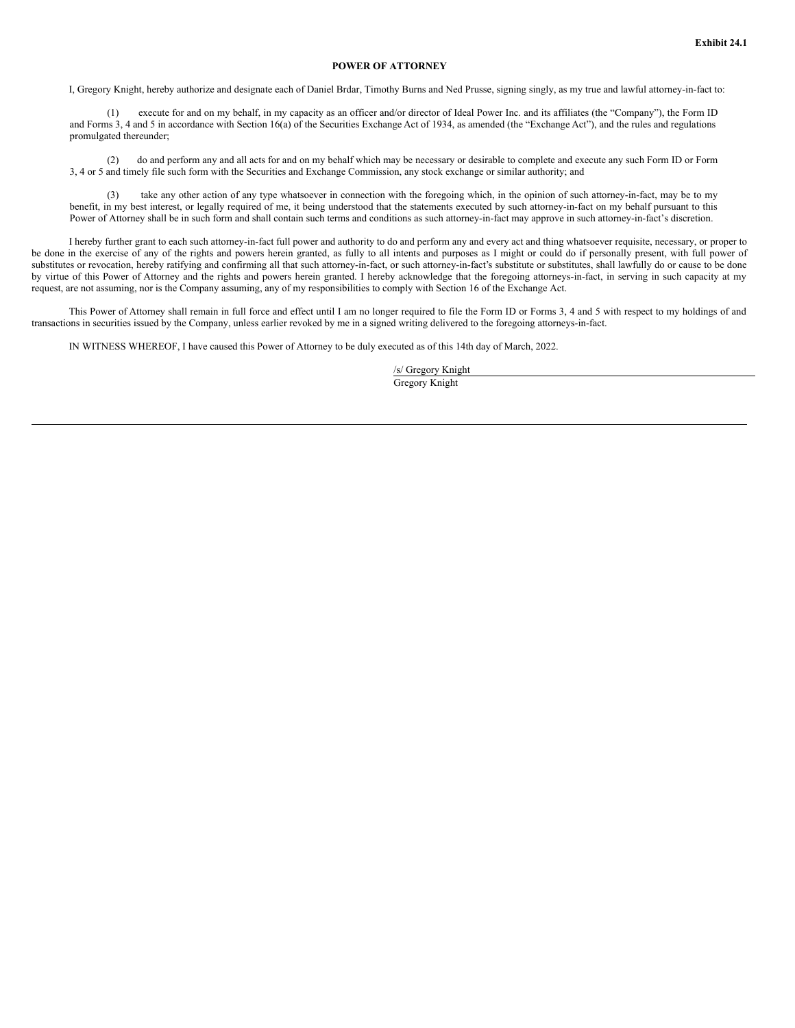**Exhibit 24.1**

**POWER OF ATTORNEY**

I, Gregory Knight, hereby authorize and designate each of Daniel Brdar, Timothy Burns and Ned Prusse, signing singly, as my true and lawful attorney-in-fact to:

(1) execute for and on my behalf, in my capacity as an officer and/or director of Ideal Power Inc. and its affiliates (the "Company"), the Form ID and Forms 3, 4 and 5 in accordance with Section 16(a) of the Securities Exchange Act of 1934, as amended (the "Exchange Act"), and the rules and regulations promulgated thereunder;

(2) do and perform any and all acts for and on my behalf which may be necessary or desirable to complete and execute any such Form ID or Form 3, 4 or 5 and timely file such form with the Securities and Exchange Commission, any stock exchange or similar authority; and

(3) take any other action of any type whatsoever in connection with the foregoing which, in the opinion of such attorney-in-fact, may be to my benefit, in my best interest, or legally required of me, it being understood that the statements executed by such attorney-in-fact on my behalf pursuant to this Power of Attorney shall be in such form and shall contain such terms and conditions as such attorney-in-fact may approve in such attorney-in-fact's discretion.

I hereby further grant to each such attorney-in-fact full power and authority to do and perform any and every act and thing whatsoever requisite, necessary, or proper to be done in the exercise of any of the rights and powers herein granted, as fully to all intents and purposes as I might or could do if personally present, with full power of substitutes or revocation, hereby ratifying and confirming all that such attorney-in-fact, or such attorney-in-fact's substitute or substitutes, shall lawfully do or cause to be done by virtue of this Power of Attorney and the rights and powers herein granted. I hereby acknowledge that the foregoing attorneys-in-fact, in serving in such capacity at my request, are not assuming, nor is the Company assuming, any of my responsibilities to comply with Section 16 of the Exchange Act.

This Power of Attorney shall remain in full force and effect until I am no longer required to file the Form ID or Forms 3, 4 and 5 with respect to my holdings of and transactions in securities issued by the Company, unless earlier revoked by me in a signed writing delivered to the foregoing attorneys-in-fact.

IN WITNESS WHEREOF, I have caused this Power of Attorney to be duly executed as of this 14th day of March, 2022.

/s/ Gregory Knight

Gregory Knight